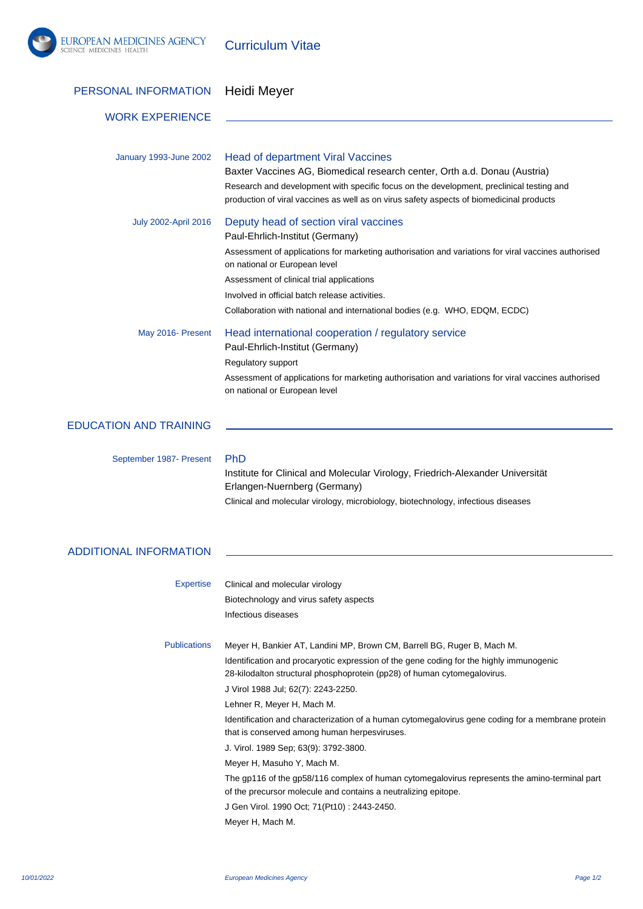EUROPEAN MEDICINES AGENCY
SCIENCE MEDICINES HEALTH

# Curriculum Vitae

## PERSONAL INFORMATION

Heidi Meyer

## WORK EXPERIENCE

**January 1993-June 2002**

### Head of department Viral Vaccines

Baxter Vaccines AG, Biomedical research center, Orth a.d. Donau (Austria)

Research and development with specific focus on the development, preclinical testing and production of viral vaccines as well as on virus safety aspects of biomedicinal products

**July 2002-April 2016**

### Deputy head of section viral vaccines

Paul-Ehrlich-Institut (Germany)

Assessment of applications for marketing authorisation and variations for viral vaccines authorised on national or European level

Assessment of clinical trial applications

Involved in official batch release activities.

Collaboration with national and international bodies (e.g. WHO, EDQM, ECDC)

**May 2016- Present**

### Head international cooperation / regulatory service

Paul-Ehrlich-Institut (Germany)

Regulatory support

Assessment of applications for marketing authorisation and variations for viral vaccines authorised on national or European level

## EDUCATION AND TRAINING

**September 1987- Present**

### PhD

Institute for Clinical and Molecular Virology, Friedrich-Alexander Universität Erlangen-Nuernberg (Germany)

Clinical and molecular virology, microbiology, biotechnology, infectious diseases

## ADDITIONAL INFORMATION

**Expertise**

Clinical and molecular virology

Biotechnology and virus safety aspects

Infectious diseases

**Publications**

Meyer H, Bankier AT, Landini MP, Brown CM, Barrell BG, Ruger B, Mach M.

Identification and procaryotic expression of the gene coding for the highly immunogenic 28-kilodalton structural phosphoprotein (pp28) of human cytomegalovirus.

J Virol 1988 Jul; 62(7): 2243-2250.

Lehner R, Meyer H, Mach M.

Identification and characterization of a human cytomegalovirus gene coding for a membrane protein that is conserved among human herpesviruses.

J. Virol. 1989 Sep; 63(9): 3792-3800.

Meyer H, Masuho Y, Mach M.

The gp116 of the gp58/116 complex of human cytomegalovirus represents the amino-terminal part of the precursor molecule and contains a neutralizing epitope.

J Gen Virol. 1990 Oct; 71(Pt10) : 2443-2450.

Meyer H, Mach M.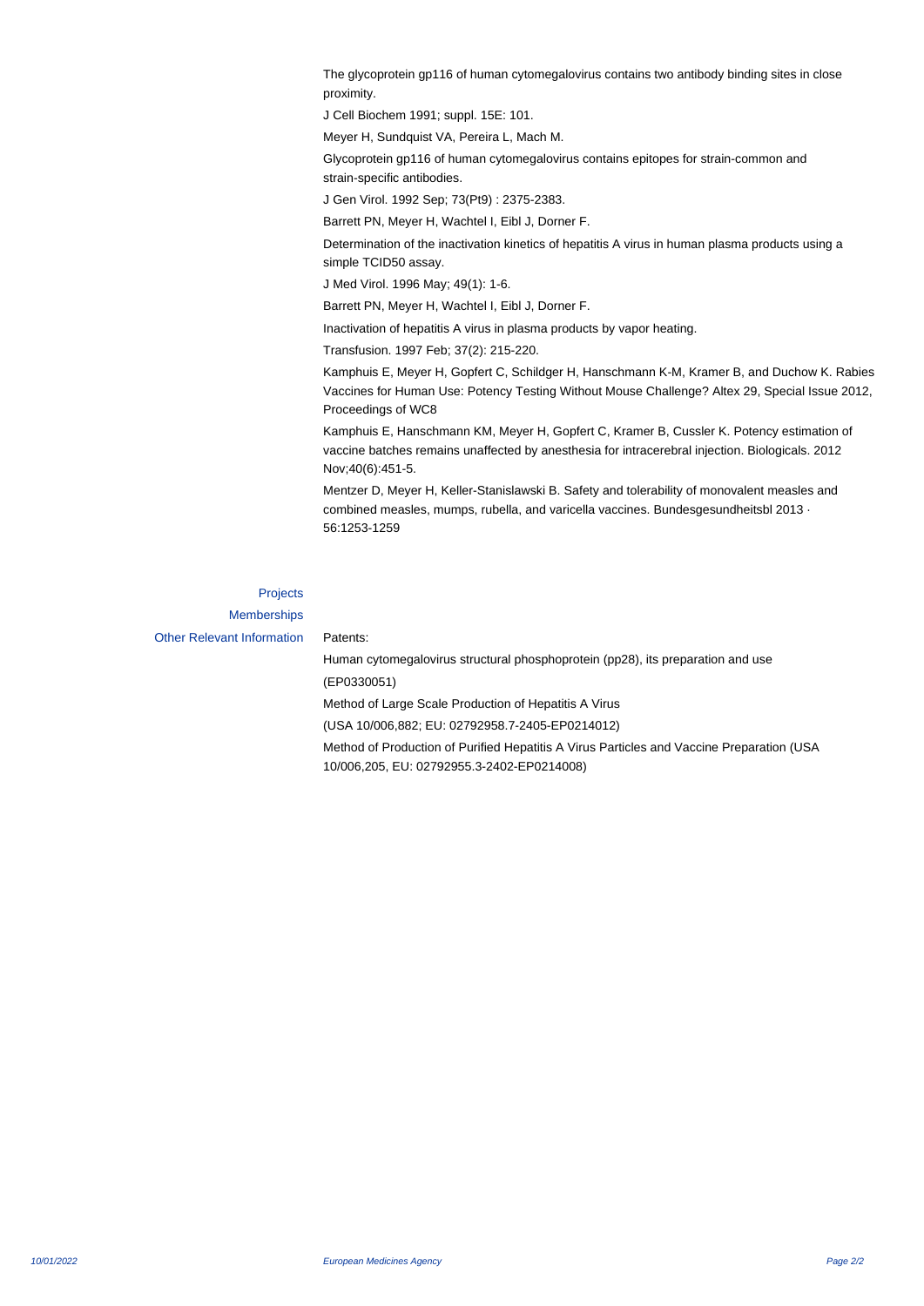The glycoprotein gp116 of human cytomegalovirus contains two antibody binding sites in close proximity.

J Cell Biochem 1991; suppl. 15E: 101.

Meyer H, Sundquist VA, Pereira L, Mach M.

Glycoprotein gp116 of human cytomegalovirus contains epitopes for strain-common and strain-specific antibodies.

J Gen Virol. 1992 Sep; 73(Pt9) : 2375-2383.

Barrett PN, Meyer H, Wachtel I, Eibl J, Dorner F.

Determination of the inactivation kinetics of hepatitis A virus in human plasma products using a simple TCID50 assay.

J Med Virol. 1996 May; 49(1): 1-6.

Barrett PN, Meyer H, Wachtel I, Eibl J, Dorner F.

Inactivation of hepatitis A virus in plasma products by vapor heating.

Transfusion. 1997 Feb; 37(2): 215-220.

Kamphuis E, Meyer H, Gopfert C, Schildger H, Hanschmann K-M, Kramer B, and Duchow K. Rabies Vaccines for Human Use: Potency Testing Without Mouse Challenge? Altex 29, Special Issue 2012, Proceedings of WC8

Kamphuis E, Hanschmann KM, Meyer H, Gopfert C, Kramer B, Cussler K. Potency estimation of vaccine batches remains unaffected by anesthesia for intracerebral injection. Biologicals. 2012 Nov;40(6):451-5.

Mentzer D, Meyer H, Keller-Stanislawski B. Safety and tolerability of monovalent measles and combined measles, mumps, rubella, and varicella vaccines. Bundesgesundheitsbl 2013 · 56:1253-1259

**Projects**

**Memberships**

**Other Relevant Information**

Patents:

Human cytomegalovirus structural phosphoprotein (pp28), its preparation and use (EP0330051)

Method of Large Scale Production of Hepatitis A Virus (USA 10/006,882; EU: 02792958.7-2405-EP0214012)

Method of Production of Purified Hepatitis A Virus Particles and Vaccine Preparation (USA 10/006,205, EU: 02792955.3-2402-EP0214008)